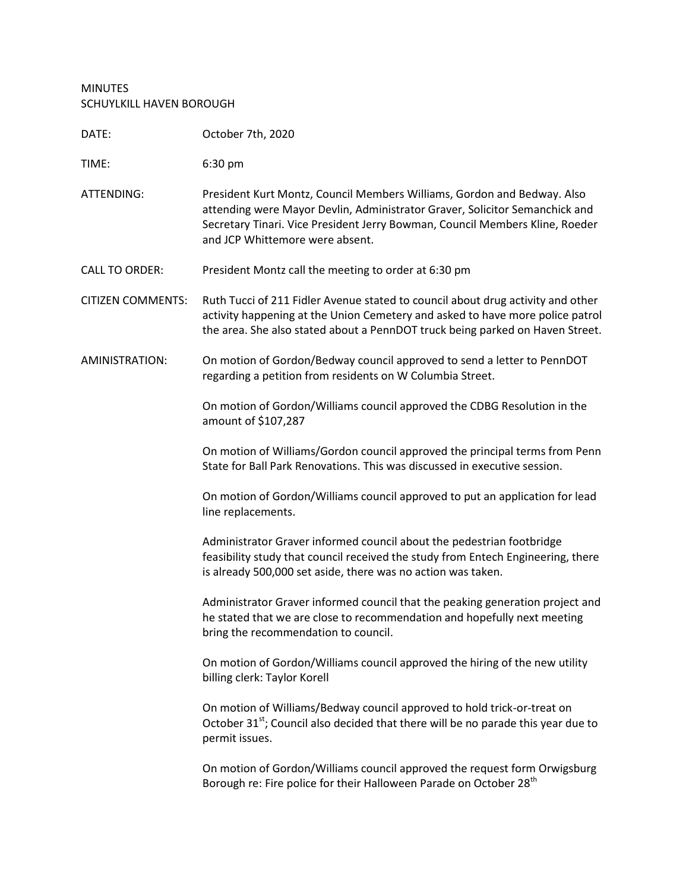MINUTES
SCHUYLKILL HAVEN BOROUGH

DATE: October 7th, 2020

TIME: 6:30 pm

ATTENDING: President Kurt Montz, Council Members Williams, Gordon and Bedway. Also attending were Mayor Devlin, Administrator Graver, Solicitor Semanchick and Secretary Tinari. Vice President Jerry Bowman, Council Members Kline, Roeder and JCP Whittemore were absent.

CALL TO ORDER: President Montz call the meeting to order at 6:30 pm

CITIZEN COMMENTS: Ruth Tucci of 211 Fidler Avenue stated to council about drug activity and other activity happening at the Union Cemetery and asked to have more police patrol the area. She also stated about a PennDOT truck being parked on Haven Street.

AMINISTRATION: On motion of Gordon/Bedway council approved to send a letter to PennDOT regarding a petition from residents on W Columbia Street.

On motion of Gordon/Williams council approved the CDBG Resolution in the amount of $107,287

On motion of Williams/Gordon council approved the principal terms from Penn State for Ball Park Renovations. This was discussed in executive session.

On motion of Gordon/Williams council approved to put an application for lead line replacements.

Administrator Graver informed council about the pedestrian footbridge feasibility study that council received the study from Entech Engineering, there is already 500,000 set aside, there was no action was taken.

Administrator Graver informed council that the peaking generation project and he stated that we are close to recommendation and hopefully next meeting bring the recommendation to council.

On motion of Gordon/Williams council approved the hiring of the new utility billing clerk: Taylor Korell

On motion of Williams/Bedway council approved to hold trick-or-treat on October 31st; Council also decided that there will be no parade this year due to permit issues.

On motion of Gordon/Williams council approved the request form Orwigsburg Borough re: Fire police for their Halloween Parade on October 28th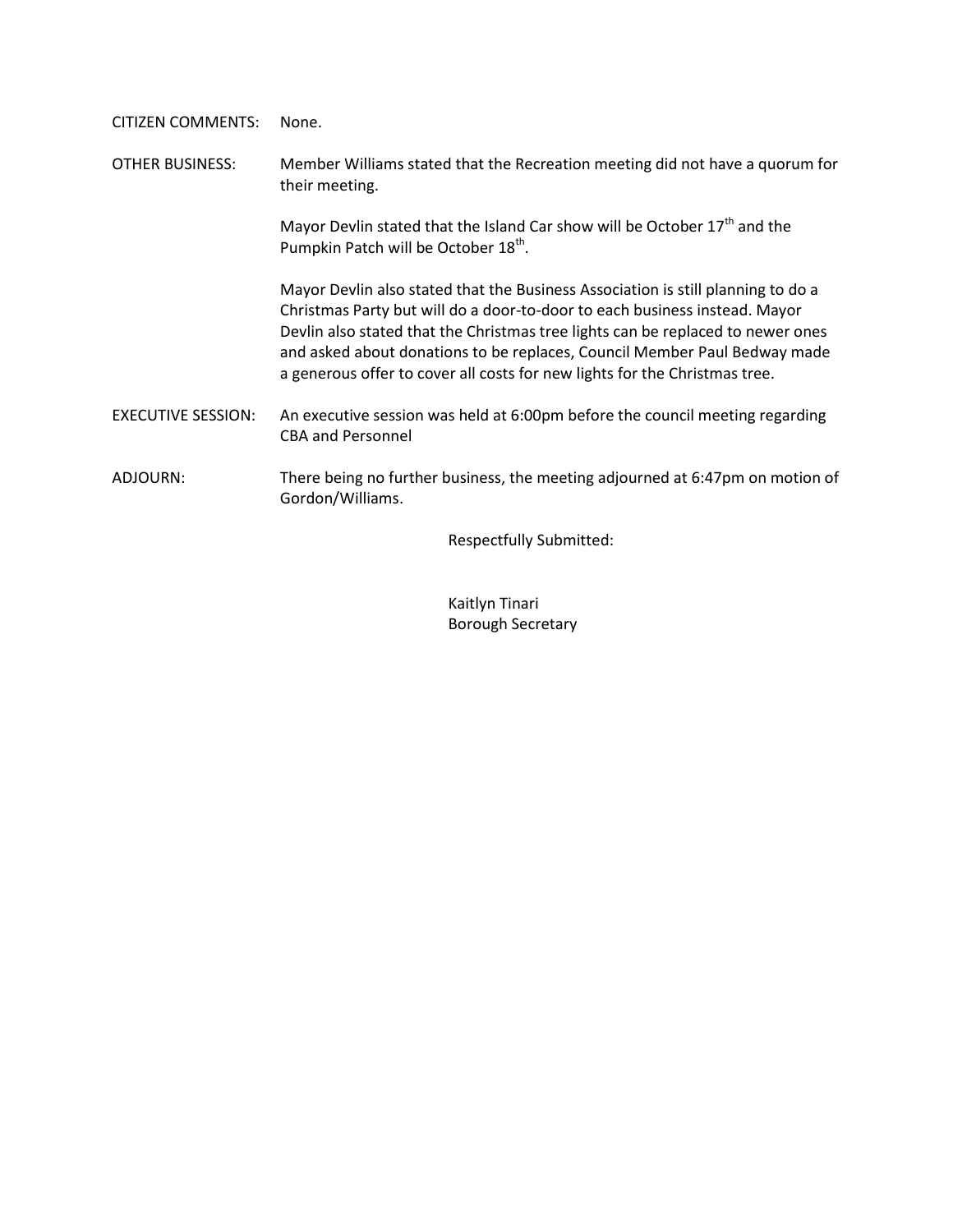CITIZEN COMMENTS: None.

OTHER BUSINESS: Member Williams stated that the Recreation meeting did not have a quorum for their meeting.

Mayor Devlin stated that the Island Car show will be October 17th and the Pumpkin Patch will be October 18th.

Mayor Devlin also stated that the Business Association is still planning to do a Christmas Party but will do a door-to-door to each business instead. Mayor Devlin also stated that the Christmas tree lights can be replaced to newer ones and asked about donations to be replaces, Council Member Paul Bedway made a generous offer to cover all costs for new lights for the Christmas tree.

EXECUTIVE SESSION: An executive session was held at 6:00pm before the council meeting regarding CBA and Personnel

ADJOURN: There being no further business, the meeting adjourned at 6:47pm on motion of Gordon/Williams.

Respectfully Submitted:

Kaitlyn Tinari
Borough Secretary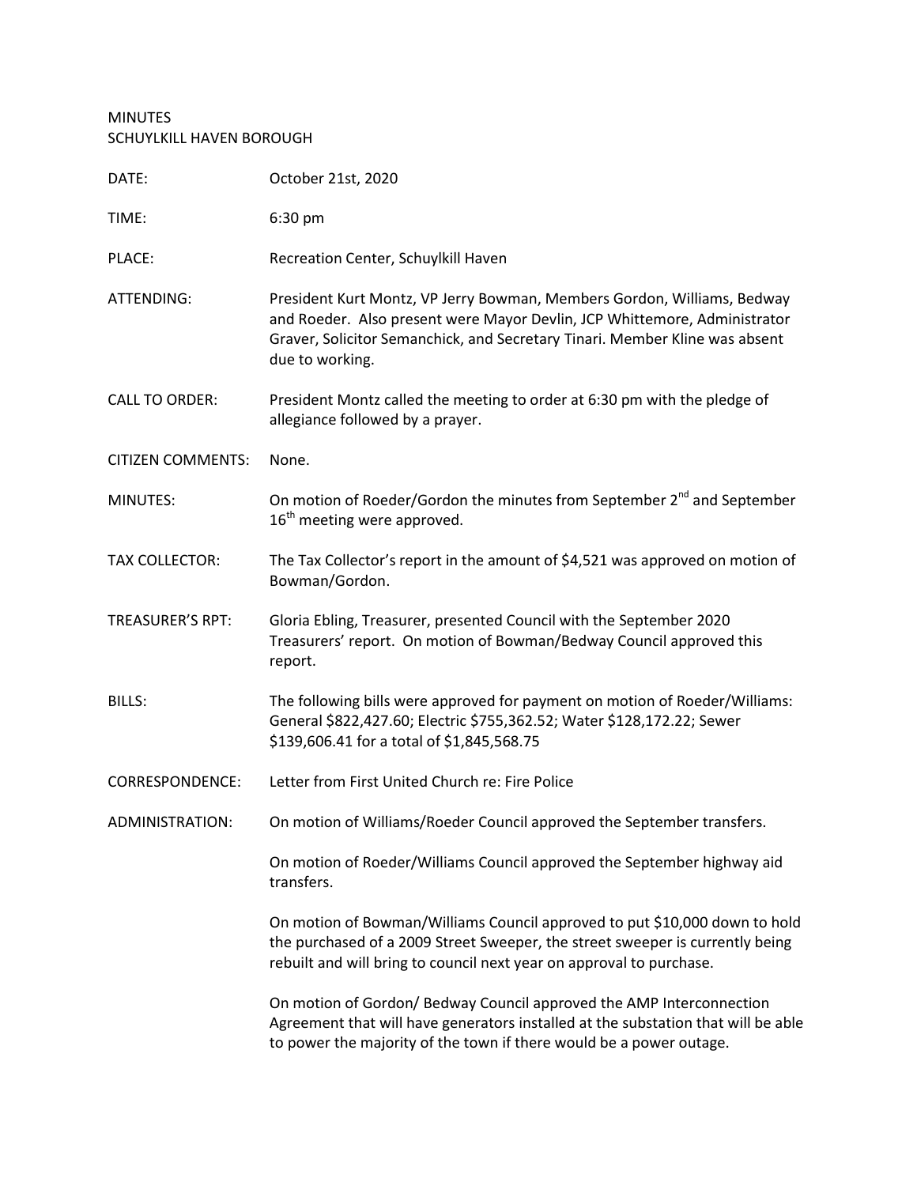MINUTES
SCHUYLKILL HAVEN BOROUGH

| | |
|---|---|
| DATE: | October 21st, 2020 |
| TIME: | 6:30 pm |
| PLACE: | Recreation Center, Schuylkill Haven |
| ATTENDING: | President Kurt Montz, VP Jerry Bowman, Members Gordon, Williams, Bedway and Roeder. Also present were Mayor Devlin, JCP Whittemore, Administrator Graver, Solicitor Semanchick, and Secretary Tinari. Member Kline was absent due to working. |
| CALL TO ORDER: | President Montz called the meeting to order at 6:30 pm with the pledge of allegiance followed by a prayer. |
| CITIZEN COMMENTS: | None. |
| MINUTES: | On motion of Roeder/Gordon the minutes from September 2nd and September 16th meeting were approved. |
| TAX COLLECTOR: | The Tax Collector's report in the amount of $4,521 was approved on motion of Bowman/Gordon. |
| TREASURER'S RPT: | Gloria Ebling, Treasurer, presented Council with the September 2020 Treasurers' report. On motion of Bowman/Bedway Council approved this report. |
| BILLS: | The following bills were approved for payment on motion of Roeder/Williams: General $822,427.60; Electric $755,362.52; Water $128,172.22; Sewer $139,606.41 for a total of $1,845,568.75 |
| CORRESPONDENCE: | Letter from First United Church re: Fire Police |
| ADMINISTRATION: | On motion of Williams/Roeder Council approved the September transfers. |
| | On motion of Roeder/Williams Council approved the September highway aid transfers. |
| | On motion of Bowman/Williams Council approved to put $10,000 down to hold the purchased of a 2009 Street Sweeper, the street sweeper is currently being rebuilt and will bring to council next year on approval to purchase. |
| | On motion of Gordon/ Bedway Council approved the AMP Interconnection Agreement that will have generators installed at the substation that will be able to power the majority of the town if there would be a power outage. |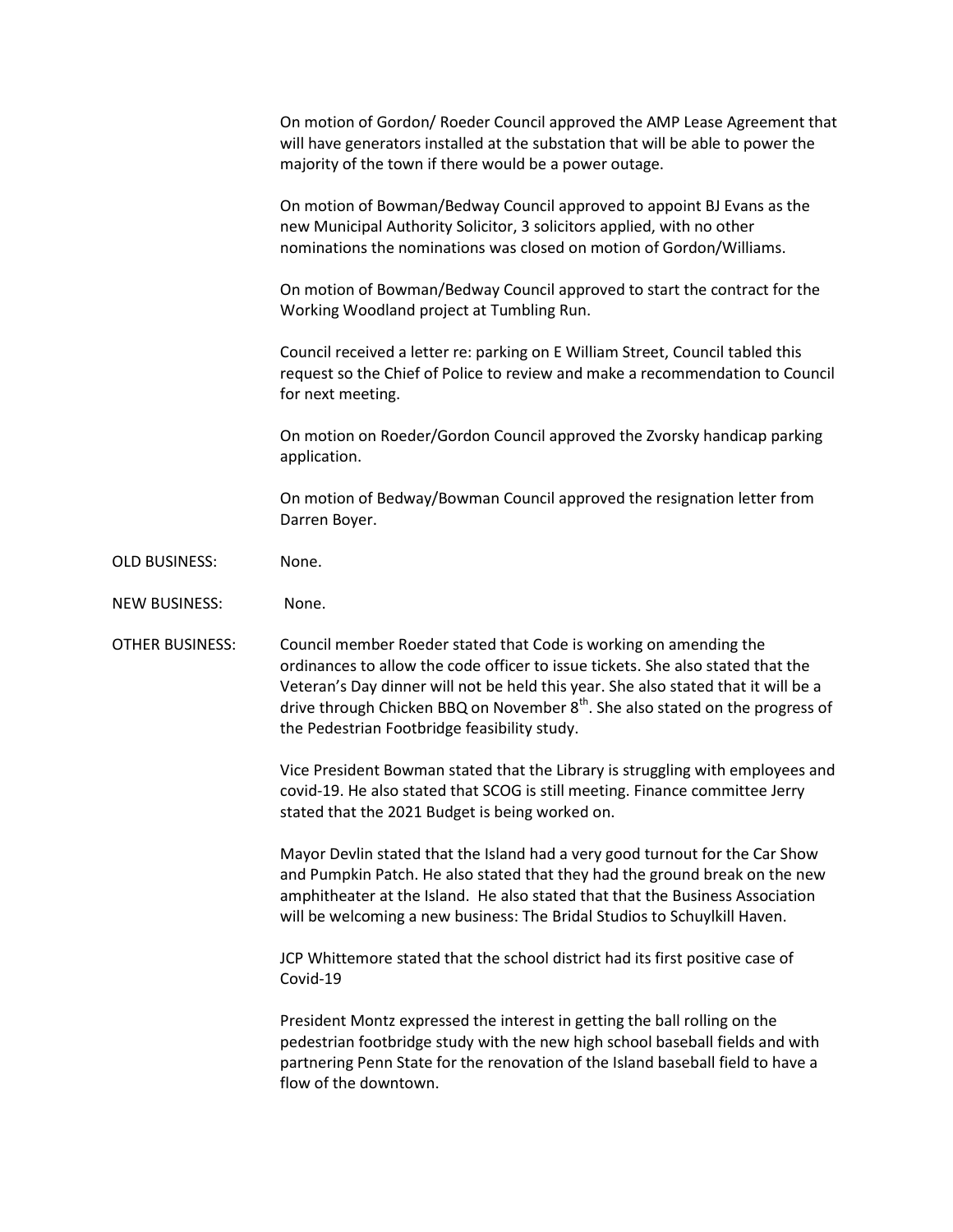On motion of Gordon/ Roeder Council approved the AMP Lease Agreement that will have generators installed at the substation that will be able to power the majority of the town if there would be a power outage.

On motion of Bowman/Bedway Council approved to appoint BJ Evans as the new Municipal Authority Solicitor, 3 solicitors applied, with no other nominations the nominations was closed on motion of Gordon/Williams.

On motion of Bowman/Bedway Council approved to start the contract for the Working Woodland project at Tumbling Run.

Council received a letter re: parking on E William Street, Council tabled this request so the Chief of Police to review and make a recommendation to Council for next meeting.

On motion on Roeder/Gordon Council approved the Zvorsky handicap parking application.

On motion of Bedway/Bowman Council approved the resignation letter from Darren Boyer.

OLD BUSINESS: None.

NEW BUSINESS: None.

OTHER BUSINESS: Council member Roeder stated that Code is working on amending the ordinances to allow the code officer to issue tickets. She also stated that the Veteran's Day dinner will not be held this year. She also stated that it will be a drive through Chicken BBQ on November 8th. She also stated on the progress of the Pedestrian Footbridge feasibility study.

Vice President Bowman stated that the Library is struggling with employees and covid-19. He also stated that SCOG is still meeting. Finance committee Jerry stated that the 2021 Budget is being worked on.

Mayor Devlin stated that the Island had a very good turnout for the Car Show and Pumpkin Patch. He also stated that they had the ground break on the new amphitheater at the Island. He also stated that that the Business Association will be welcoming a new business: The Bridal Studios to Schuylkill Haven.

JCP Whittemore stated that the school district had its first positive case of Covid-19

President Montz expressed the interest in getting the ball rolling on the pedestrian footbridge study with the new high school baseball fields and with partnering Penn State for the renovation of the Island baseball field to have a flow of the downtown.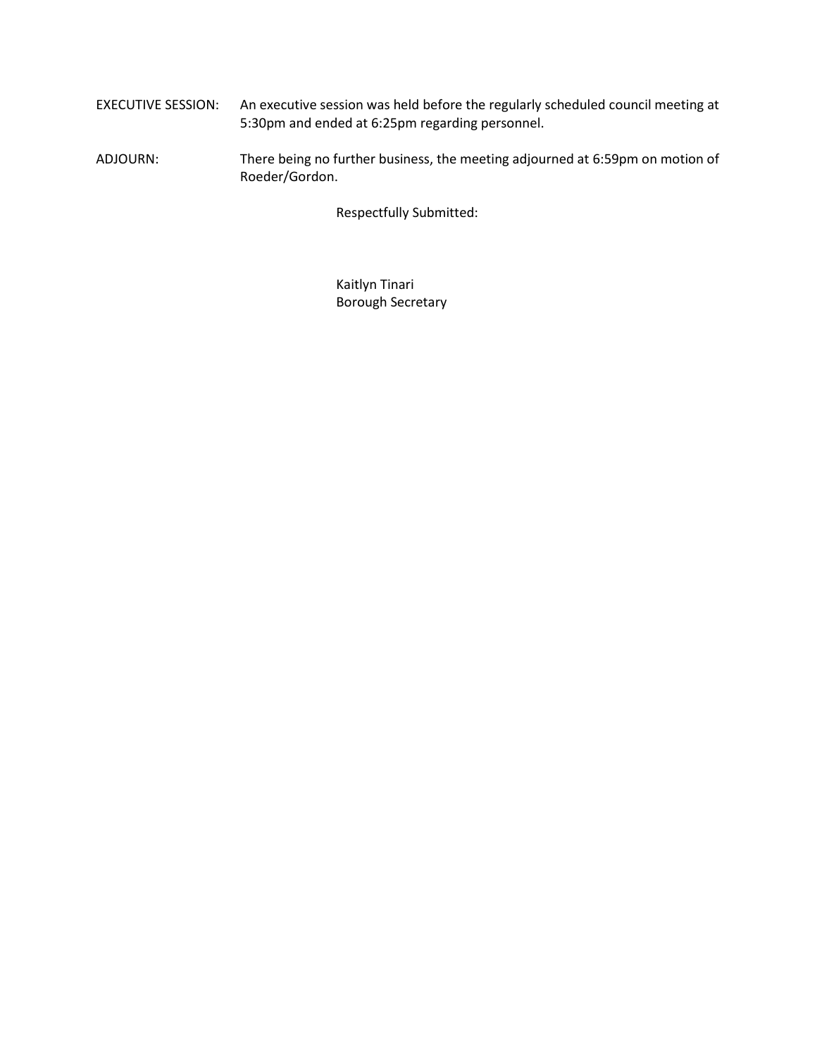EXECUTIVE SESSION: An executive session was held before the regularly scheduled council meeting at 5:30pm and ended at 6:25pm regarding personnel.

ADJOURN: There being no further business, the meeting adjourned at 6:59pm on motion of Roeder/Gordon.

Respectfully Submitted:

Kaitlyn Tinari
Borough Secretary